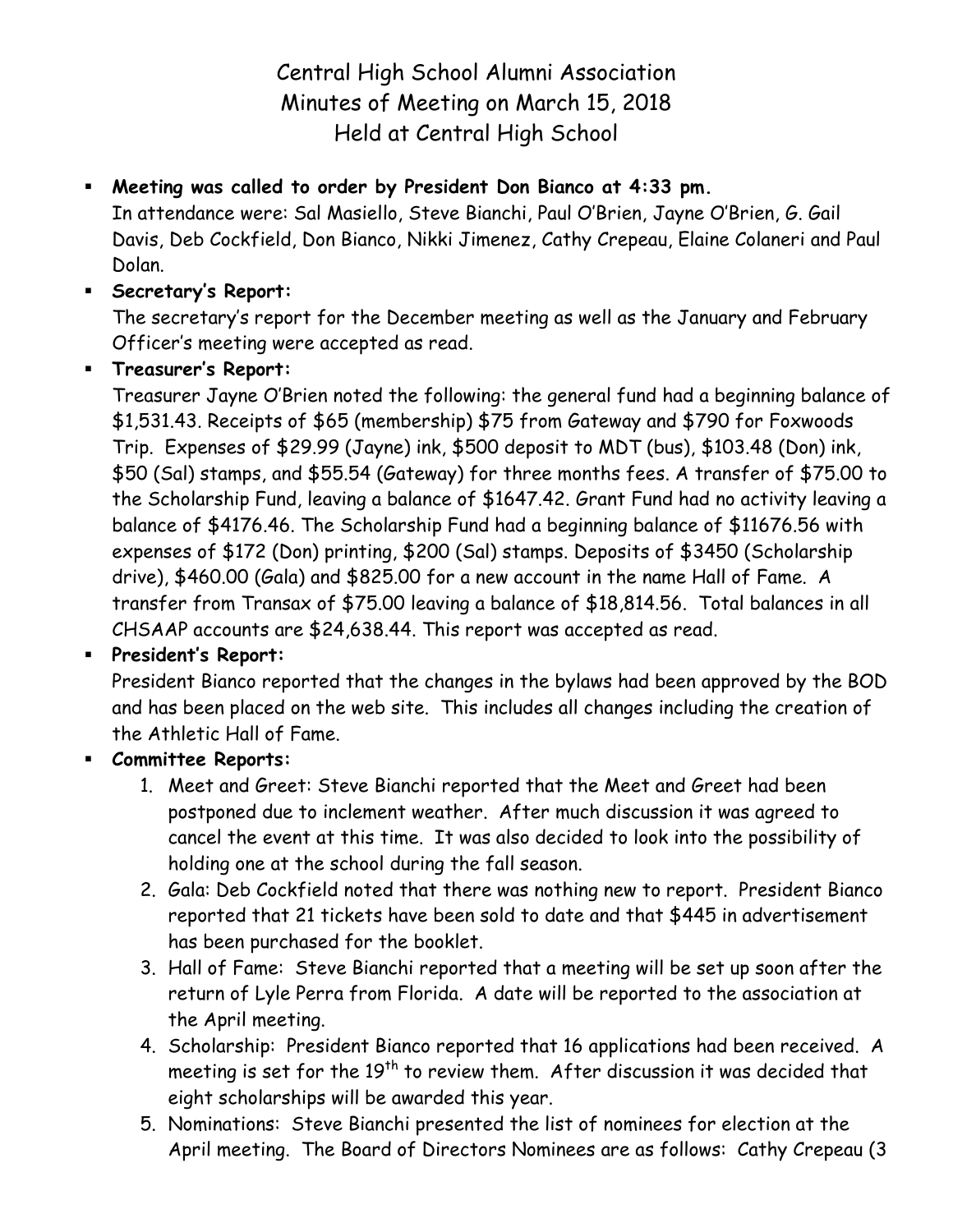# Central High School Alumni Association
## Minutes of Meeting on March 15, 2018
## Held at Central High School

- **Meeting was called to order by President Don Bianco at 4:33 pm.**
  In attendance were: Sal Masiello, Steve Bianchi, Paul O'Brien, Jayne O'Brien, G. Gail Davis, Deb Cockfield, Don Bianco, Nikki Jimenez, Cathy Crepeau, Elaine Colaneri and Paul Dolan.
- **Secretary's Report:**
  The secretary's report for the December meeting as well as the January and February Officer's meeting were accepted as read.
- **Treasurer's Report:**
  Treasurer Jayne O'Brien noted the following: the general fund had a beginning balance of $1,531.43. Receipts of $65 (membership) $75 from Gateway and $790 for Foxwoods Trip. Expenses of $29.99 (Jayne) ink, $500 deposit to MDT (bus), $103.48 (Don) ink, $50 (Sal) stamps, and $55.54 (Gateway) for three months fees. A transfer of $75.00 to the Scholarship Fund, leaving a balance of $1647.42. Grant Fund had no activity leaving a balance of $4176.46. The Scholarship Fund had a beginning balance of $11676.56 with expenses of $172 (Don) printing, $200 (Sal) stamps. Deposits of $3450 (Scholarship drive), $460.00 (Gala) and $825.00 for a new account in the name Hall of Fame. A transfer from Transax of $75.00 leaving a balance of $18,814.56. Total balances in all CHSAAP accounts are $24,638.44. This report was accepted as read.
- **President's Report:**
  President Bianco reported that the changes in the bylaws had been approved by the BOD and has been placed on the web site. This includes all changes including the creation of the Athletic Hall of Fame.
- **Committee Reports:**
  1. Meet and Greet: Steve Bianchi reported that the Meet and Greet had been postponed due to inclement weather. After much discussion it was agreed to cancel the event at this time. It was also decided to look into the possibility of holding one at the school during the fall season.
  2. Gala: Deb Cockfield noted that there was nothing new to report. President Bianco reported that 21 tickets have been sold to date and that $445 in advertisement has been purchased for the booklet.
  3. Hall of Fame: Steve Bianchi reported that a meeting will be set up soon after the return of Lyle Perra from Florida. A date will be reported to the association at the April meeting.
  4. Scholarship: President Bianco reported that 16 applications had been received. A meeting is set for the 19th to review them. After discussion it was decided that eight scholarships will be awarded this year.
  5. Nominations: Steve Bianchi presented the list of nominees for election at the April meeting. The Board of Directors Nominees are as follows: Cathy Crepeau (3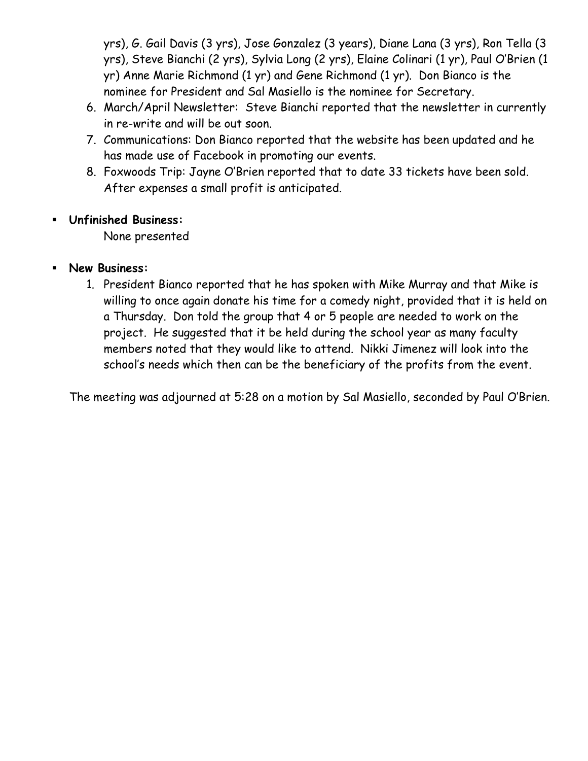yrs), G. Gail Davis (3 yrs), Jose Gonzalez (3 years), Diane Lana (3 yrs), Ron Tella (3 yrs), Steve Bianchi (2 yrs), Sylvia Long (2 yrs), Elaine Colinari (1 yr), Paul O'Brien (1 yr) Anne Marie Richmond (1 yr) and Gene Richmond (1 yr). Don Bianco is the nominee for President and Sal Masiello is the nominee for Secretary.

6. March/April Newsletter: Steve Bianchi reported that the newsletter in currently in re-write and will be out soon.
7. Communications: Don Bianco reported that the website has been updated and he has made use of Facebook in promoting our events.
8. Foxwoods Trip: Jayne O'Brien reported that to date 33 tickets have been sold. After expenses a small profit is anticipated.

- **Unfinished Business:**

  None presented

- **New Business:**
  1. President Bianco reported that he has spoken with Mike Murray and that Mike is willing to once again donate his time for a comedy night, provided that it is held on a Thursday. Don told the group that 4 or 5 people are needed to work on the project. He suggested that it be held during the school year as many faculty members noted that they would like to attend. Nikki Jimenez will look into the school's needs which then can be the beneficiary of the profits from the event.

The meeting was adjourned at 5:28 on a motion by Sal Masiello, seconded by Paul O'Brien.